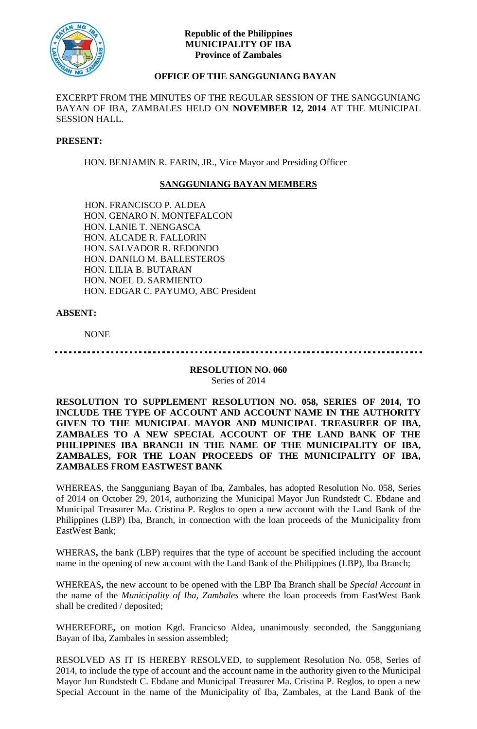**Republic of the Philippines**
**MUNICIPALITY OF IBA**
**Province of Zambales**

**OFFICE OF THE SANGGUNIANG BAYAN**

EXCERPT FROM THE MINUTES OF THE REGULAR SESSION OF THE SANGGUNIANG BAYAN OF IBA, ZAMBALES HELD ON **NOVEMBER 12, 2014** AT THE MUNICIPAL SESSION HALL.

**PRESENT:**

HON. BENJAMIN R. FARIN, JR., Vice Mayor and Presiding Officer

**SANGGUNIANG BAYAN MEMBERS**

HON. FRANCISCO P. ALDEA
HON. GENARO N. MONTEFALCON
HON. LANIE T. NENGASCA
HON. ALCADE R. FALLORIN
HON. SALVADOR R. REDONDO
HON. DANILO M. BALLESTEROS
HON. LILIA B. BUTARAN
HON. NOEL D. SARMIENTO
HON. EDGAR C. PAYUMO, ABC President

**ABSENT:**

NONE

---

**RESOLUTION NO. 060**
Series of 2014

**RESOLUTION TO SUPPLEMENT RESOLUTION NO. 058, SERIES OF 2014, TO INCLUDE THE TYPE OF ACCOUNT AND ACCOUNT NAME IN THE AUTHORITY GIVEN TO THE MUNICIPAL MAYOR AND MUNICIPAL TREASURER OF IBA, ZAMBALES TO A NEW SPECIAL ACCOUNT OF THE LAND BANK OF THE PHILIPPINES IBA BRANCH IN THE NAME OF THE MUNICIPALITY OF IBA, ZAMBALES, FOR THE LOAN PROCEEDS OF THE MUNICIPALITY OF IBA, ZAMBALES FROM EASTWEST BANK**

WHEREAS, the Sangguniang Bayan of Iba, Zambales, has adopted Resolution No. 058, Series of 2014 on October 29, 2014, authorizing the Municipal Mayor Jun Rundstedt C. Ebdane and Municipal Treasurer Ma. Cristina P. Reglos to open a new account with the Land Bank of the Philippines (LBP) Iba, Branch, in connection with the loan proceeds of the Municipality from EastWest Bank;

WHERAS**,** the bank (LBP) requires that the type of account be specified including the account name in the opening of new account with the Land Bank of the Philippines (LBP), Iba Branch;

WHEREAS**,** the new account to be opened with the LBP Iba Branch shall be *Special Account* in the name of the *Municipality of Iba, Zambales* where the loan proceeds from EastWest Bank shall be credited / deposited;

WHEREFORE**,** on motion Kgd. Francicso Aldea, unanimously seconded, the Sangguniang Bayan of Iba, Zambales in session assembled;

RESOLVED AS IT IS HEREBY RESOLVED, to supplement Resolution No. 058, Series of 2014, to include the type of account and the account name in the authority given to the Municipal Mayor Jun Rundstedt C. Ebdane and Municipal Treasurer Ma. Cristina P. Reglos, to open a new Special Account in the name of the Municipality of Iba, Zambales, at the Land Bank of the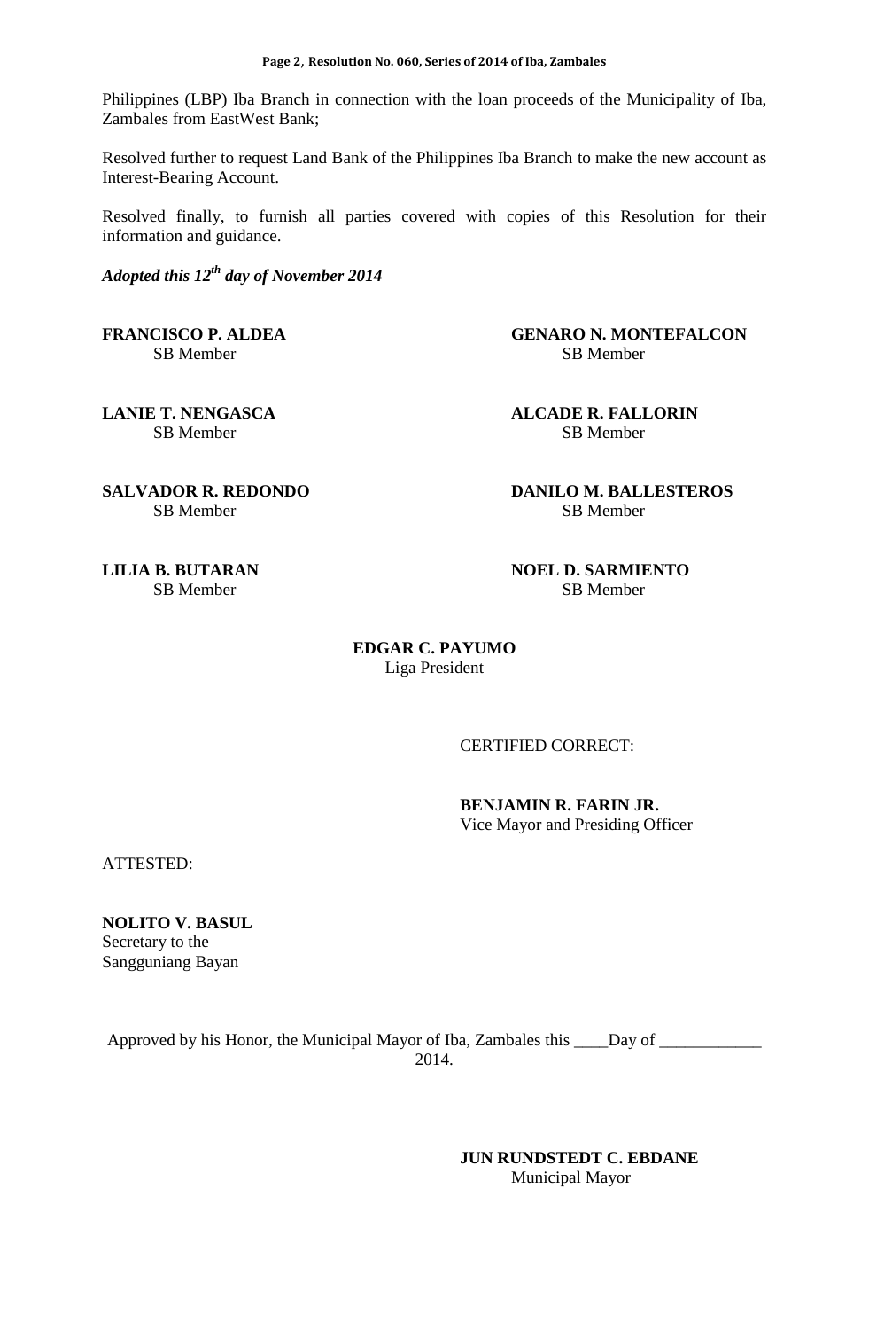Philippines (LBP) Iba Branch in connection with the loan proceeds of the Municipality of Iba, Zambales from EastWest Bank;

Resolved further to request Land Bank of the Philippines Iba Branch to make the new account as Interest-Bearing Account.

Resolved finally, to furnish all parties covered with copies of this Resolution for their information and guidance.

***Adopted this 12th day of November 2014***

**FRANCISCO P. ALDEA**
SB Member

**GENARO N. MONTEFALCON**
SB Member

**LANIE T. NENGASCA**
SB Member

**ALCADE R. FALLORIN**
SB Member

**SALVADOR R. REDONDO**
SB Member

**DANILO M. BALLESTEROS**
SB Member

**LILIA B. BUTARAN**
SB Member

**NOEL D. SARMIENTO**
SB Member

**EDGAR C. PAYUMO**
Liga President

CERTIFIED CORRECT:

**BENJAMIN R. FARIN JR.**
Vice Mayor and Presiding Officer

ATTESTED:

**NOLITO V. BASUL**
Secretary to the
Sangguniang Bayan

Approved by his Honor, the Municipal Mayor of Iba, Zambales this ____Day of ____________ 2014.

**JUN RUNDSTEDT C. EBDANE**
Municipal Mayor